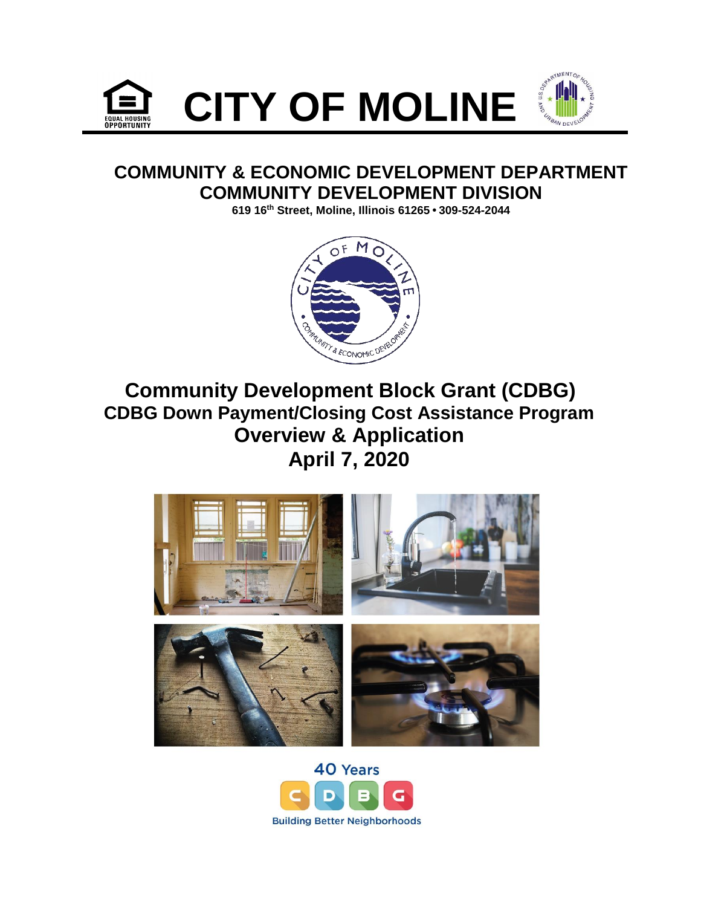# CITY OF MOLINE

## COMMUNITY & ECONOMIC DEVELOPMENT DEPARTMENT
## COMMUNITY DEVELOPMENT DIVISION

**619 16th Street, Moline, Illinois 61265 • 309-524-2044**

# Community Development Block Grant (CDBG)
## CDBG Down Payment/Closing Cost Assistance Program
## Overview & Application
## April 7, 2020

40 Years CDBG Building Better Neighborhoods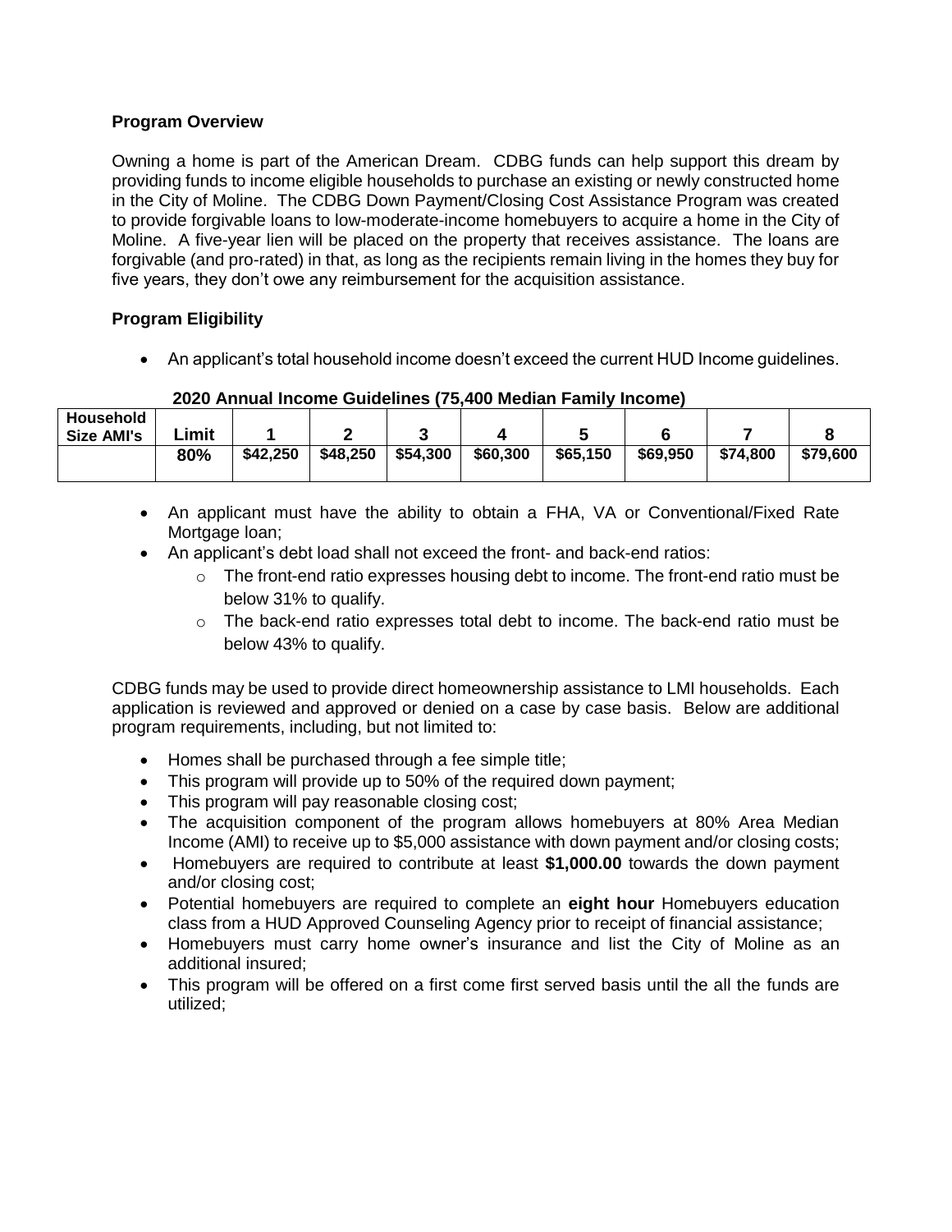**Program Overview**

Owning a home is part of the American Dream. CDBG funds can help support this dream by providing funds to income eligible households to purchase an existing or newly constructed home in the City of Moline. The CDBG Down Payment/Closing Cost Assistance Program was created to provide forgivable loans to low-moderate-income homebuyers to acquire a home in the City of Moline. A five-year lien will be placed on the property that receives assistance. The loans are forgivable (and pro-rated) in that, as long as the recipients remain living in the homes they buy for five years, they don't owe any reimbursement for the acquisition assistance.

**Program Eligibility**

- An applicant's total household income doesn't exceed the current HUD Income guidelines.

**2020 Annual Income Guidelines (75,400 Median Family Income)**

| Household Size AMI's | Limit | 1 | 2 | 3 | 4 | 5 | 6 | 7 | 8 |
|---|---|---|---|---|---|---|---|---|---|
| | 80% | $42,250 | $48,250 | $54,300 | $60,300 | $65,150 | $69,950 | $74,800 | $79,600 |

- An applicant must have the ability to obtain a FHA, VA or Conventional/Fixed Rate Mortgage loan;
- An applicant's debt load shall not exceed the front- and back-end ratios:
    - The front-end ratio expresses housing debt to income. The front-end ratio must be below 31% to qualify.
    - The back-end ratio expresses total debt to income. The back-end ratio must be below 43% to qualify.

CDBG funds may be used to provide direct homeownership assistance to LMI households. Each application is reviewed and approved or denied on a case by case basis. Below are additional program requirements, including, but not limited to:

- Homes shall be purchased through a fee simple title;
- This program will provide up to 50% of the required down payment;
- This program will pay reasonable closing cost;
- The acquisition component of the program allows homebuyers at 80% Area Median Income (AMI) to receive up to $5,000 assistance with down payment and/or closing costs;
- Homebuyers are required to contribute at least **$1,000.00** towards the down payment and/or closing cost;
- Potential homebuyers are required to complete an **eight hour** Homebuyers education class from a HUD Approved Counseling Agency prior to receipt of financial assistance;
- Homebuyers must carry home owner's insurance and list the City of Moline as an additional insured;
- This program will be offered on a first come first served basis until the all the funds are utilized;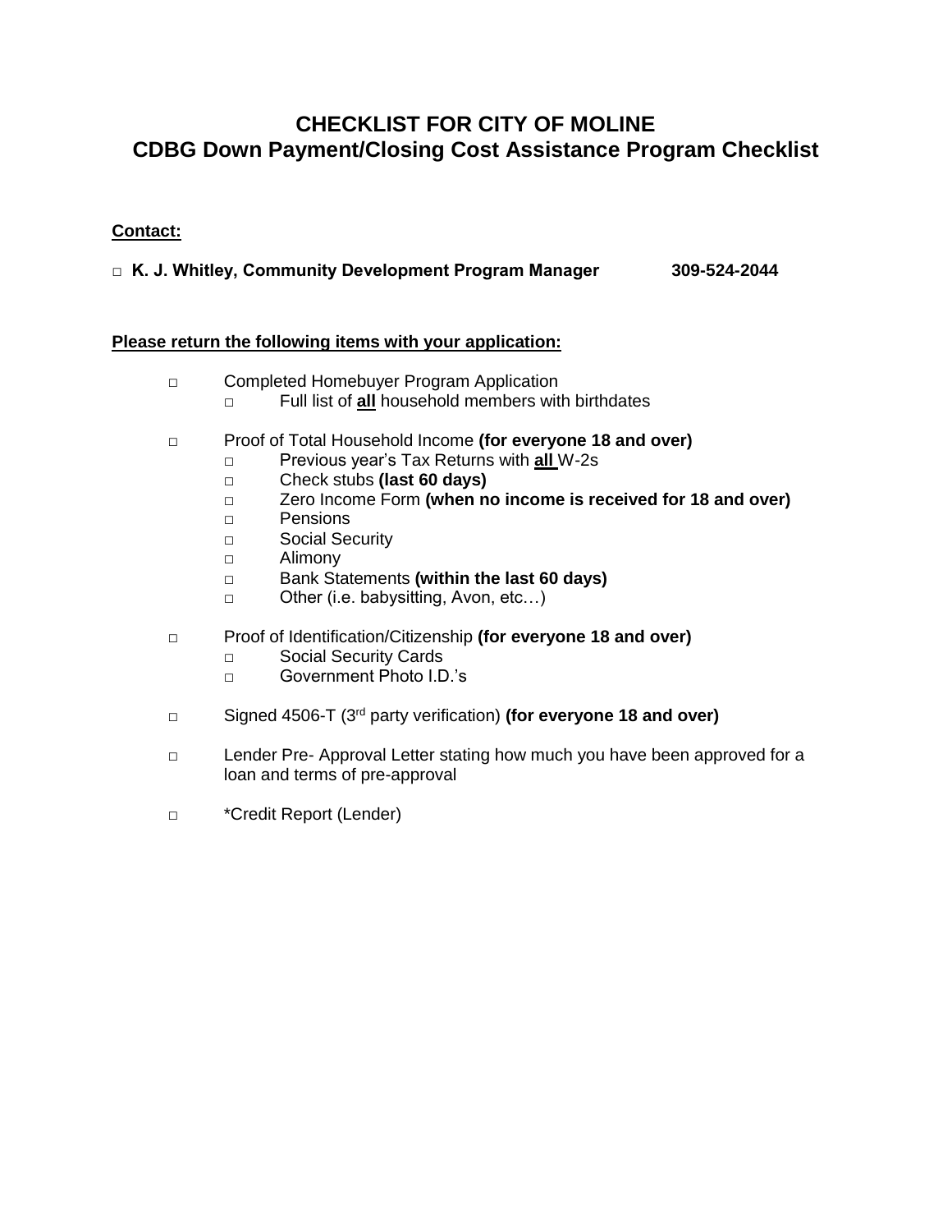# CHECKLIST FOR CITY OF MOLINE
# CDBG Down Payment/Closing Cost Assistance Program Checklist

**Contact:**

- □ **K. J. Whitley, Community Development Program Manager 309-524-2044**

**Please return the following items with your application:**

- □ Completed Homebuyer Program Application
  - □ Full list of **all** household members with birthdates
- □ Proof of Total Household Income **(for everyone 18 and over)**
  - □ Previous year's Tax Returns with **all** W-2s
  - □ Check stubs **(last 60 days)**
  - □ Zero Income Form **(when no income is received for 18 and over)**
  - □ Pensions
  - □ Social Security
  - □ Alimony
  - □ Bank Statements **(within the last 60 days)**
  - □ Other (i.e. babysitting, Avon, etc…)
- □ Proof of Identification/Citizenship **(for everyone 18 and over)**
  - □ Social Security Cards
  - □ Government Photo I.D.'s
- □ Signed 4506-T (3rd party verification) **(for everyone 18 and over)**
- □ Lender Pre- Approval Letter stating how much you have been approved for a loan and terms of pre-approval
- □ *Credit Report (Lender)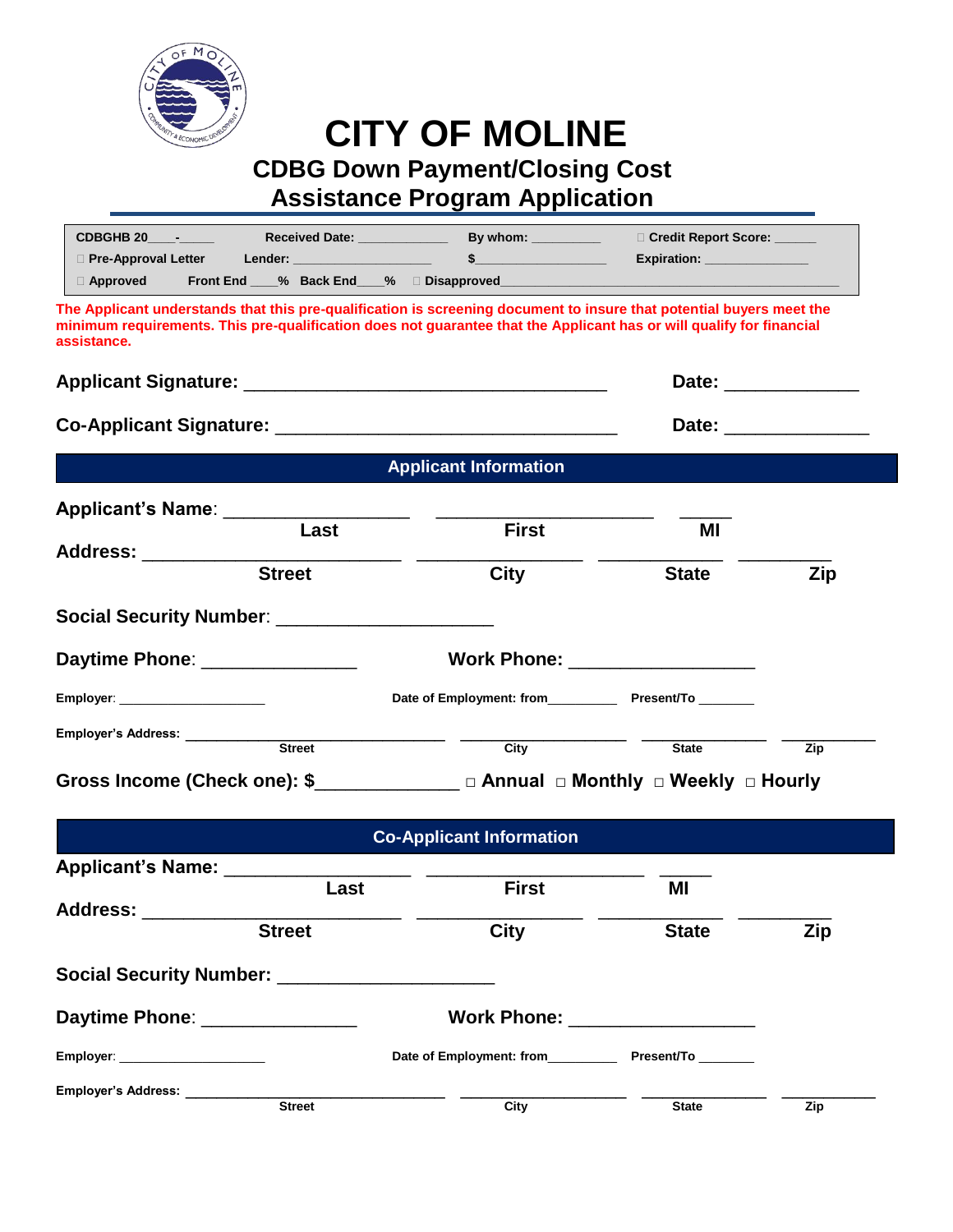# CITY OF MOLINE

## CDBG Down Payment/Closing Cost Assistance Program Application

| | | | |
|---|---|---|---|
| CDBGHB 20____-______ | Received Date: ____________ | By whom: _________ | ☐ Credit Report Score: ______ |
| ☐ Pre-Approval Letter | Lender: __________________ | $__________________ | Expiration: ______________ |
| ☐ Approved | Front End ____% Back End ___% | ☐ Disapproved________________________________ | |

**The Applicant understands that this pre-qualification is screening document to insure that potential buyers meet the minimum requirements. This pre-qualification does not guarantee that the Applicant has or will qualify for financial assistance.**

**Applicant Signature:** ___________________________________ **Date:** _____________

**Co-Applicant Signature:** _________________________________ **Date:** ______________

## Applicant Information

**Applicant's Name**: _________________ ____________________ _____
Last First MI

**Address:** ________________________ _______________ ___________ _________
Street City State Zip

**Social Security Number**: ____________________

**Daytime Phone**: ______________ **Work Phone:** _________________

**Employer**: ____________________ **Date of Employment: from**_________ **Present/To** _______

**Employer's Address:** ______________________________ __________________ ______________ __________
Street City State Zip

**Gross Income (Check one): $**_____________ ☐ **Annual** ☐ **Monthly** ☐ **Weekly** ☐ **Hourly**

## Co-Applicant Information

**Applicant's Name:** _________________ ____________________ _____
Last First MI

**Address:** ________________________ _______________ ___________ _________
Street City State Zip

**Social Security Number:** ____________________

**Daytime Phone**: ______________ **Work Phone:** _________________

**Employer**: ____________________ **Date of Employment: from**_________ **Present/To** _______

**Employer's Address:** ______________________________ __________________ ______________ __________
Street City State Zip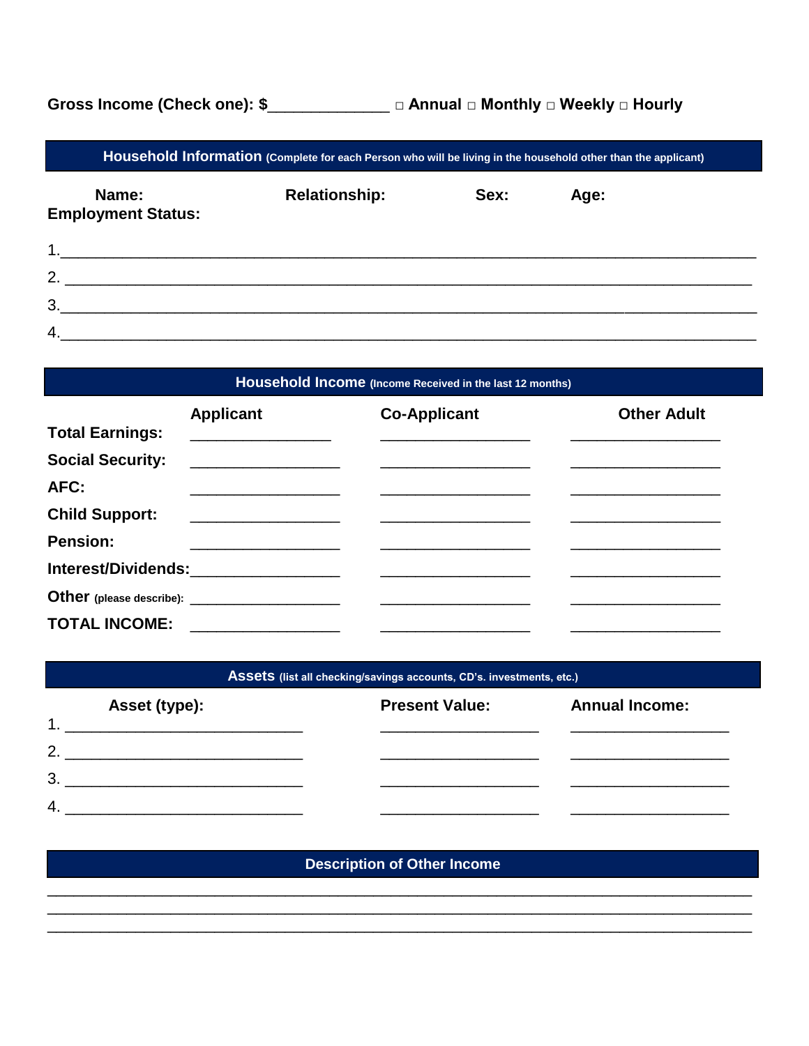**Gross Income (Check one): $______________ □ Annual □ Monthly □ Weekly □ Hourly**

## Household Information (Complete for each Person who will be living in the household other than the applicant)

| Name: | Relationship: | Sex: | Age: | Employment Status: |
|---|---|---|---|---|
| 1. | | | | |
| 2. | | | | |
| 3. | | | | |
| 4. | | | | |

## Household Income (Income Received in the last 12 months)

| | Applicant | Co-Applicant | Other Adult |
|---|---|---|---|
| **Total Earnings:** | | | |
| **Social Security:** | | | |
| **AFC:** | | | |
| **Child Support:** | | | |
| **Pension:** | | | |
| **Interest/Dividends:** | | | |
| **Other** (please describe): | | | |
| **TOTAL INCOME:** | | | |

## Assets (list all checking/savings accounts, CD's. investments, etc.)

| Asset (type): | Present Value: | Annual Income: |
|---|---|---|
| 1. | | |
| 2. | | |
| 3. | | |
| 4. | | |

## Description of Other Income

______________________________________________________________________________

______________________________________________________________________________

______________________________________________________________________________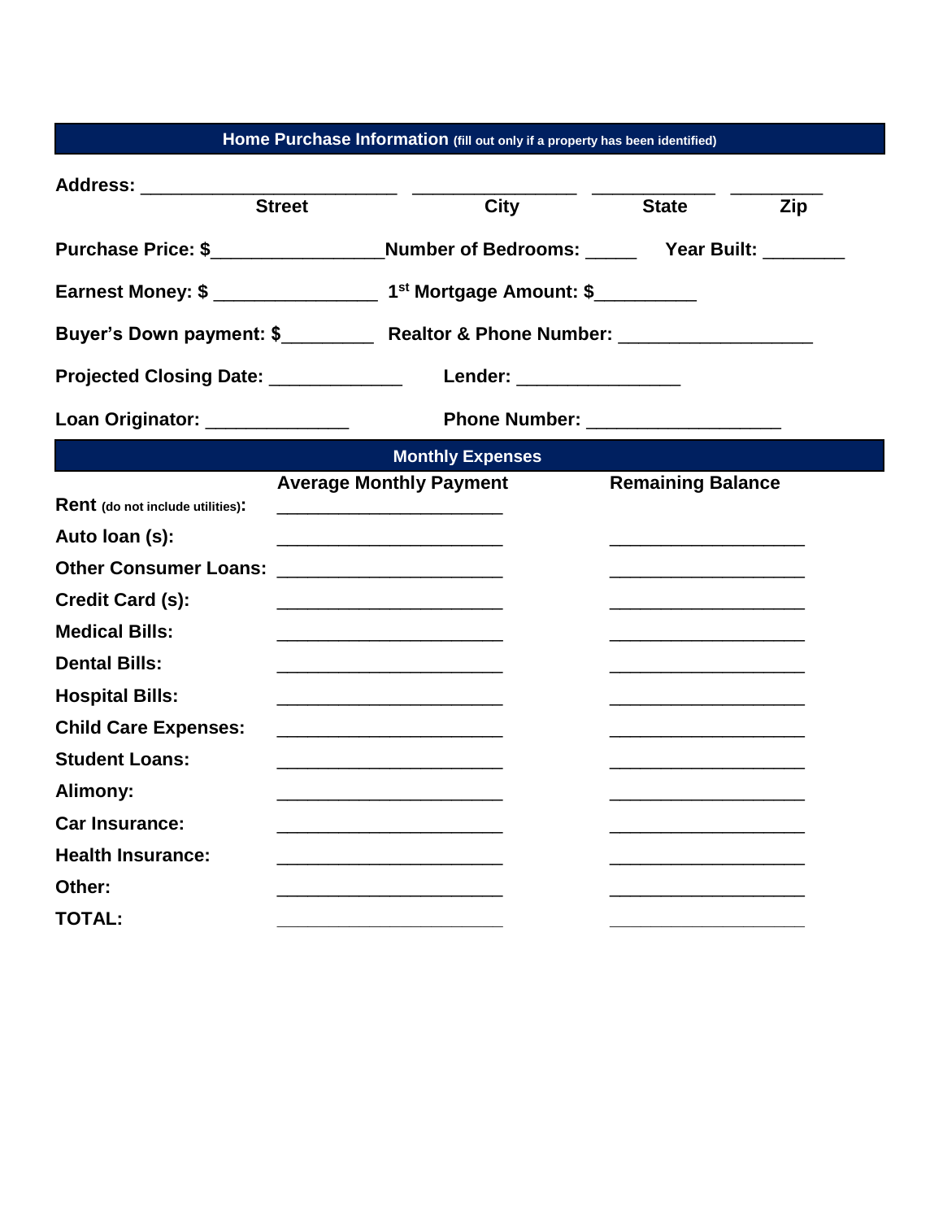## Home Purchase Information (fill out only if a property has been identified)

**Address:** ________________________ ________________ ____________ _________

**Street** **City** **State** **Zip**

**Purchase Price: $**________________ **Number of Bedrooms:** _____ **Year Built:** ________

**Earnest Money: $** ________________ **1st Mortgage Amount: $**__________

**Buyer's Down payment: $**_________ **Realtor & Phone Number:** ___________________

**Projected Closing Date:** _____________ **Lender:** ________________

**Loan Originator:** ______________ **Phone Number:** ___________________

## Monthly Expenses

| | Average Monthly Payment | Remaining Balance |
|---|---|---|
| **Rent** (do not include utilities): | ______________________ | |
| **Auto loan (s):** | ______________________ | ___________________ |
| **Other Consumer Loans:** | ______________________ | ___________________ |
| **Credit Card (s):** | ______________________ | ___________________ |
| **Medical Bills:** | ______________________ | ___________________ |
| **Dental Bills:** | ______________________ | ___________________ |
| **Hospital Bills:** | ______________________ | ___________________ |
| **Child Care Expenses:** | ______________________ | ___________________ |
| **Student Loans:** | ______________________ | ___________________ |
| **Alimony:** | ______________________ | ___________________ |
| **Car Insurance:** | ______________________ | ___________________ |
| **Health Insurance:** | ______________________ | ___________________ |
| **Other:** | ______________________ | ___________________ |
| **TOTAL:** | ______________________ | ___________________ |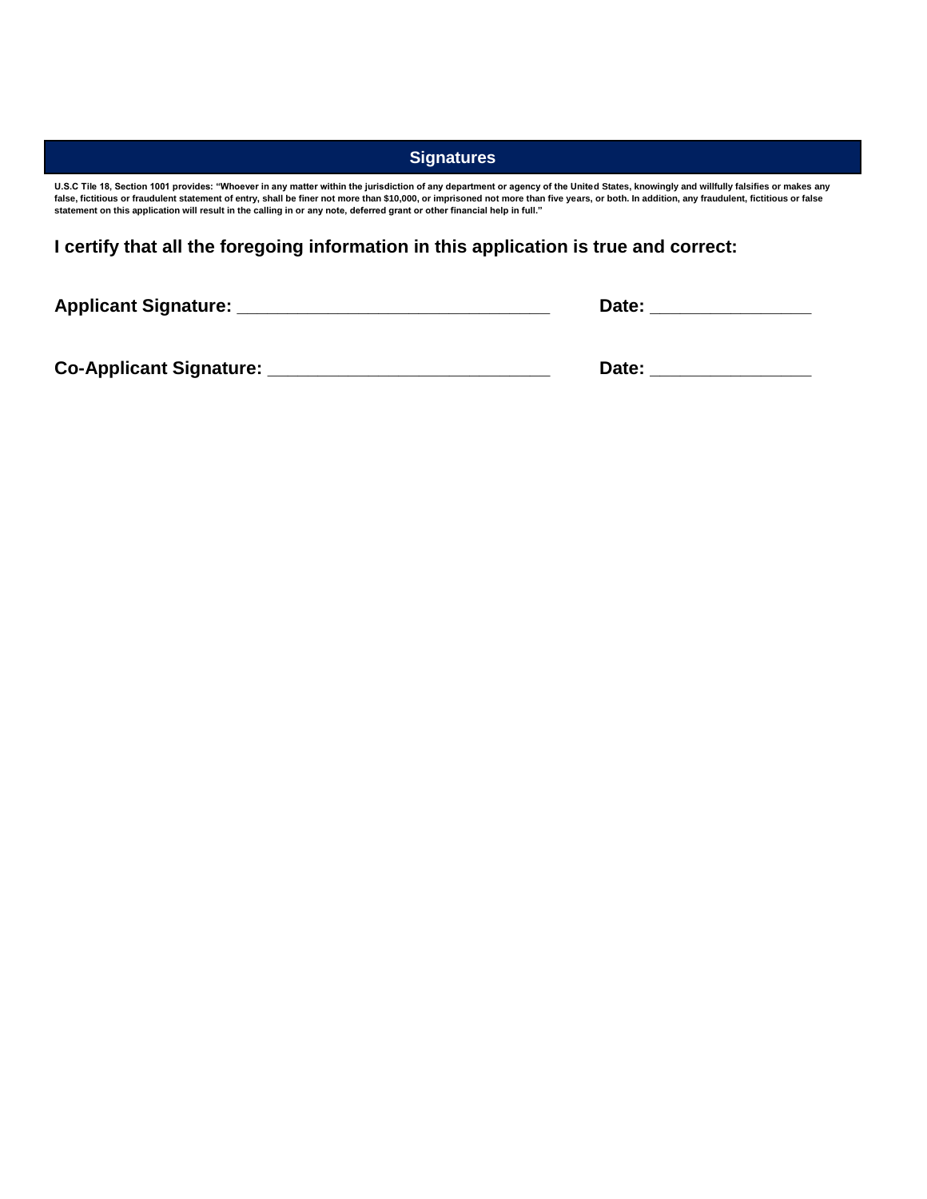## Signatures

**U.S.C Tile 18, Section 1001 provides: "Whoever in any matter within the jurisdiction of any department or agency of the United States, knowingly and willfully falsifies or makes any false, fictitious or fraudulent statement of entry, shall be finer not more than $10,000, or imprisoned not more than five years, or both. In addition, any fraudulent, fictitious or false statement on this application will result in the calling in or any note, deferred grant or other financial help in full."**

**I certify that all the foregoing information in this application is true and correct:**

**Applicant Signature:** ________________________________ **Date:** ________________

**Co-Applicant Signature:** _____________________________ **Date:** ________________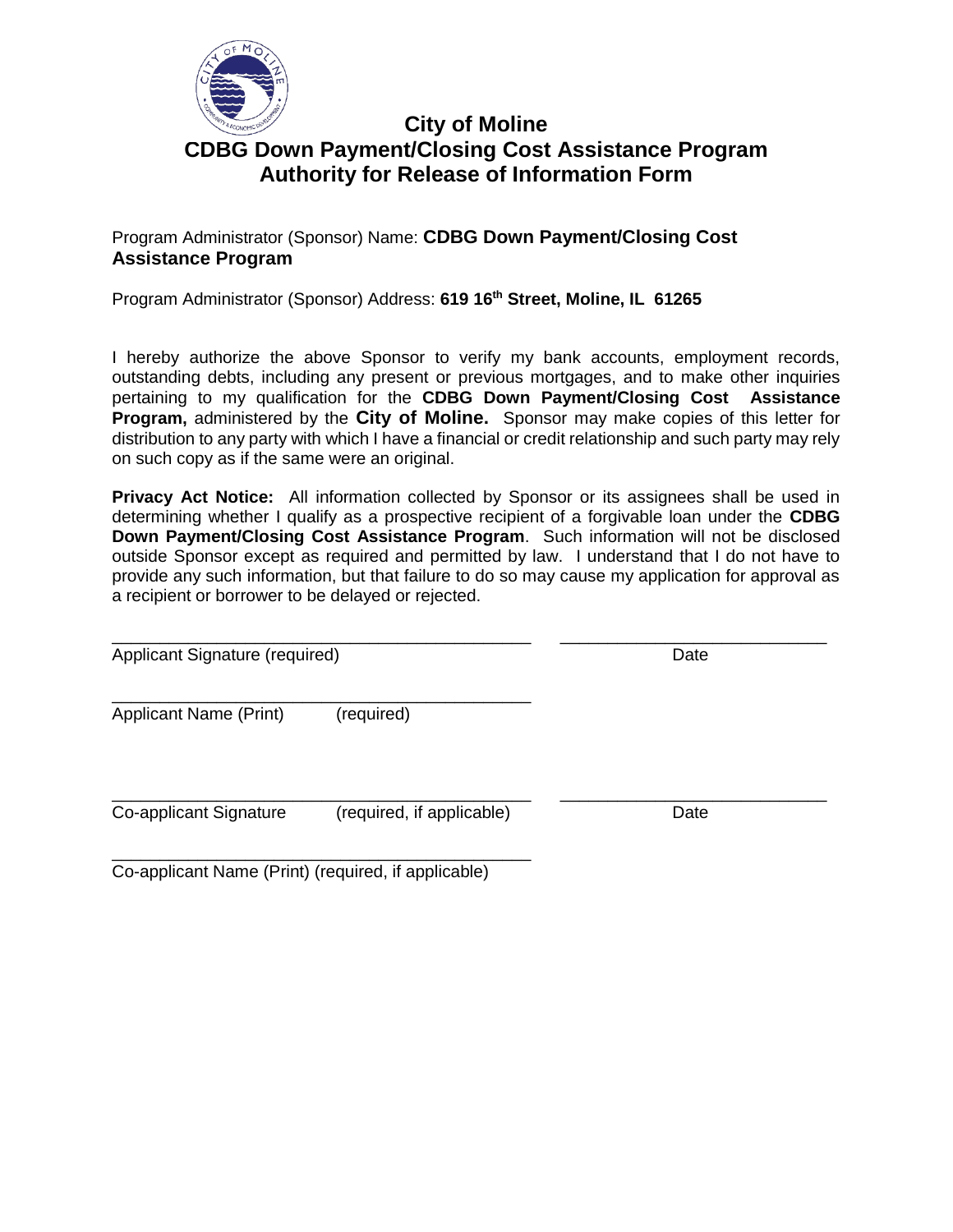# City of Moline
# CDBG Down Payment/Closing Cost Assistance Program
# Authority for Release of Information Form

Program Administrator (Sponsor) Name: **CDBG Down Payment/Closing Cost Assistance Program**

Program Administrator (Sponsor) Address: **619 16th Street, Moline, IL 61265**

I hereby authorize the above Sponsor to verify my bank accounts, employment records, outstanding debts, including any present or previous mortgages, and to make other inquiries pertaining to my qualification for the **CDBG Down Payment/Closing Cost Assistance Program,** administered by the **City of Moline.** Sponsor may make copies of this letter for distribution to any party with which I have a financial or credit relationship and such party may rely on such copy as if the same were an original.

**Privacy Act Notice:** All information collected by Sponsor or its assignees shall be used in determining whether I qualify as a prospective recipient of a forgivable loan under the **CDBG Down Payment/Closing Cost Assistance Program**. Such information will not be disclosed outside Sponsor except as required and permitted by law. I understand that I do not have to provide any such information, but that failure to do so may cause my application for approval as a recipient or borrower to be delayed or rejected.

_______________________________________________ ____________________________
Applicant Signature (required) Date

_______________________________________________
Applicant Name (Print) (required)

_______________________________________________ ____________________________
Co-applicant Signature (required, if applicable) Date

_______________________________________________
Co-applicant Name (Print) (required, if applicable)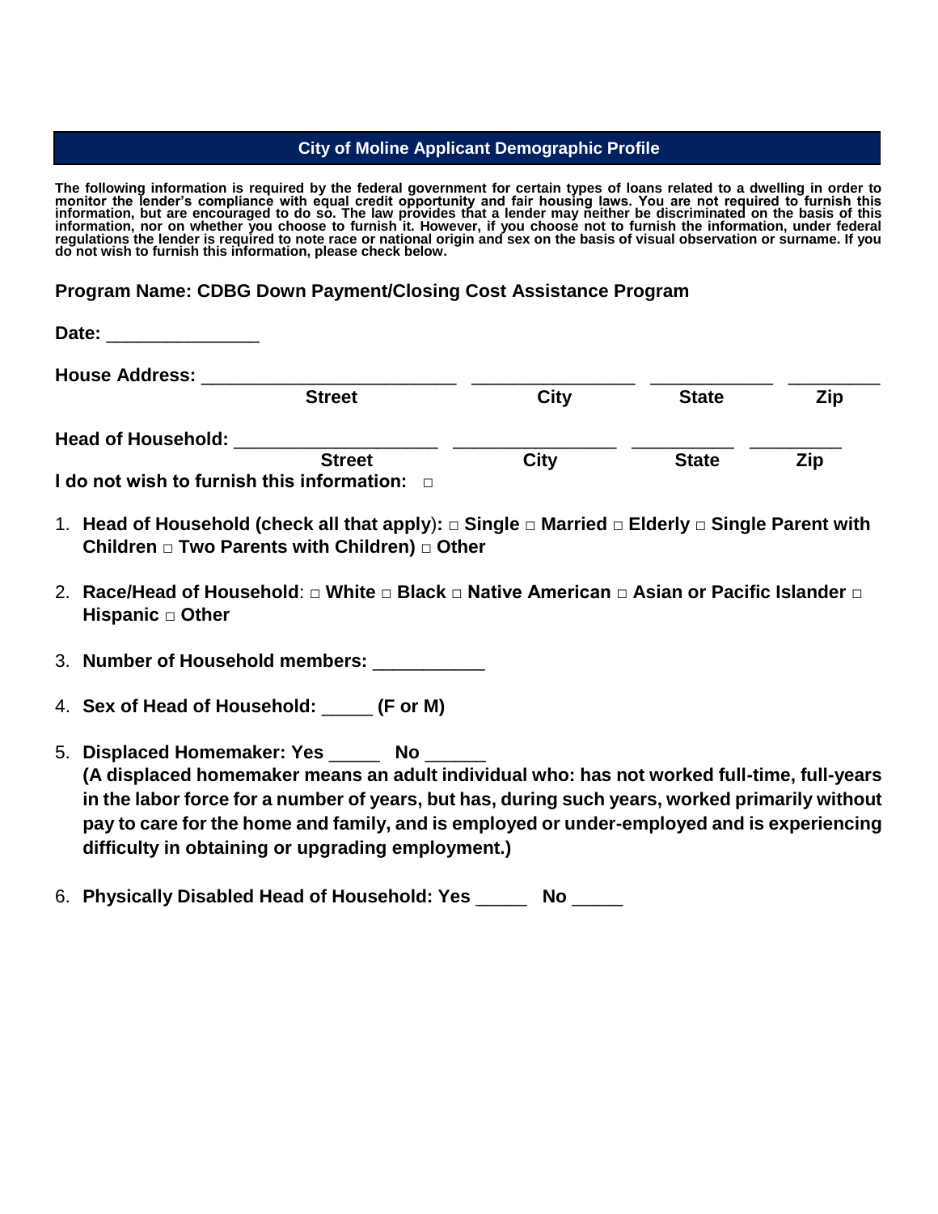## City of Moline Applicant Demographic Profile

**The following information is required by the federal government for certain types of loans related to a dwelling in order to monitor the lender's compliance with equal credit opportunity and fair housing laws. You are not required to furnish this information, but are encouraged to do so. The law provides that a lender may neither be discriminated on the basis of this information, nor on whether you choose to furnish it. However, if you choose not to furnish the information, under federal regulations the lender is required to note race or national origin and sex on the basis of visual observation or surname. If you do not wish to furnish this information, please check below.**

**Program Name: CDBG Down Payment/Closing Cost Assistance Program**

**Date:** _______________

**House Address:** _________________________ ________________ ____________ _________
Street City State Zip

**Head of Household:** ____________________ ________________ __________ _________
Street City State Zip

**I do not wish to furnish this information:** □

1. **Head of Household (check all that apply):** □ **Single** □ **Married** □ **Elderly** □ **Single Parent with Children** □ **Two Parents with Children)** □ **Other**

2. **Race/Head of Household**: □ **White** □ **Black** □ **Native American** □ **Asian or Pacific Islander** □ **Hispanic** □ **Other**

3. **Number of Household members:** ___________

4. **Sex of Head of Household:** _____ **(F or M)**

5. **Displaced Homemaker: Yes** _____ **No** ______
 **(A displaced homemaker means an adult individual who: has not worked full-time, full-years in the labor force for a number of years, but has, during such years, worked primarily without pay to care for the home and family, and is employed or under-employed and is experiencing difficulty in obtaining or upgrading employment.)**

6. **Physically Disabled Head of Household: Yes** _____ **No** _____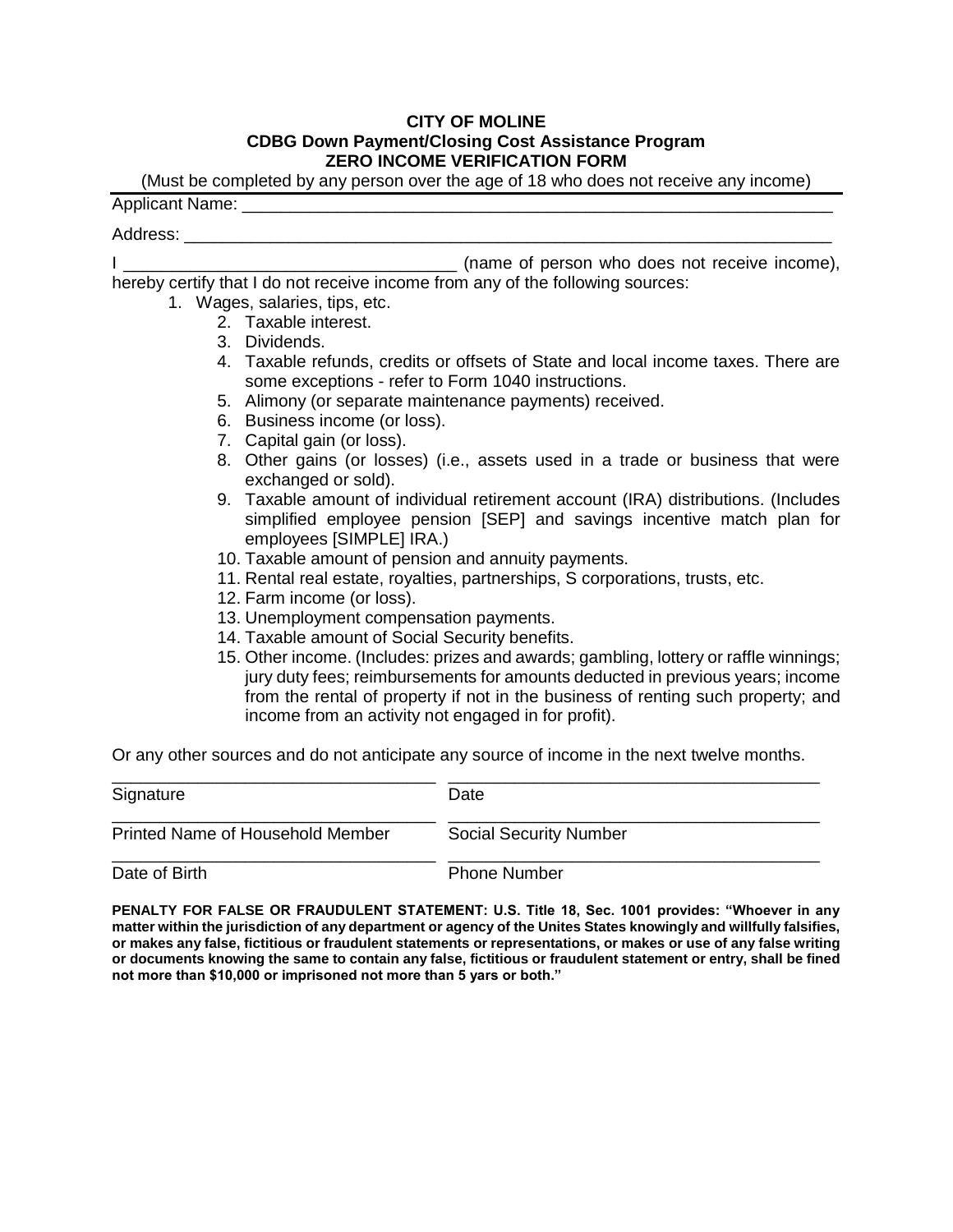**CITY OF MOLINE**
**CDBG Down Payment/Closing Cost Assistance Program**
**ZERO INCOME VERIFICATION FORM**

(Must be completed by any person over the age of 18 who does not receive any income)

Applicant Name: ___________________________________________________________

Address: _________________________________________________________________

I ___________________________________ (name of person who does not receive income), hereby certify that I do not receive income from any of the following sources:

1. Wages, salaries, tips, etc.
2. Taxable interest.
3. Dividends.
4. Taxable refunds, credits or offsets of State and local income taxes. There are some exceptions - refer to Form 1040 instructions.
5. Alimony (or separate maintenance payments) received.
6. Business income (or loss).
7. Capital gain (or loss).
8. Other gains (or losses) (i.e., assets used in a trade or business that were exchanged or sold).
9. Taxable amount of individual retirement account (IRA) distributions. (Includes simplified employee pension [SEP] and savings incentive match plan for employees [SIMPLE] IRA.)
10. Taxable amount of pension and annuity payments.
11. Rental real estate, royalties, partnerships, S corporations, trusts, etc.
12. Farm income (or loss).
13. Unemployment compensation payments.
14. Taxable amount of Social Security benefits.
15. Other income. (Includes: prizes and awards; gambling, lottery or raffle winnings; jury duty fees; reimbursements for amounts deducted in previous years; income from the rental of property if not in the business of renting such property; and income from an activity not engaged in for profit).

Or any other sources and do not anticipate any source of income in the next twelve months.

| | |
|---|---|
| ___________________________________ | ___________________________________ |
| Signature | Date |
| ___________________________________ | ___________________________________ |
| Printed Name of Household Member | Social Security Number |
| ___________________________________ | ___________________________________ |
| Date of Birth | Phone Number |

**PENALTY FOR FALSE OR FRAUDULENT STATEMENT: U.S. Title 18, Sec. 1001 provides: "Whoever in any matter within the jurisdiction of any department or agency of the Unites States knowingly and willfully falsifies, or makes any false, fictitious or fraudulent statements or representations, or makes or use of any false writing or documents knowing the same to contain any false, fictitious or fraudulent statement or entry, shall be fined not more than $10,000 or imprisoned not more than 5 years or both."**